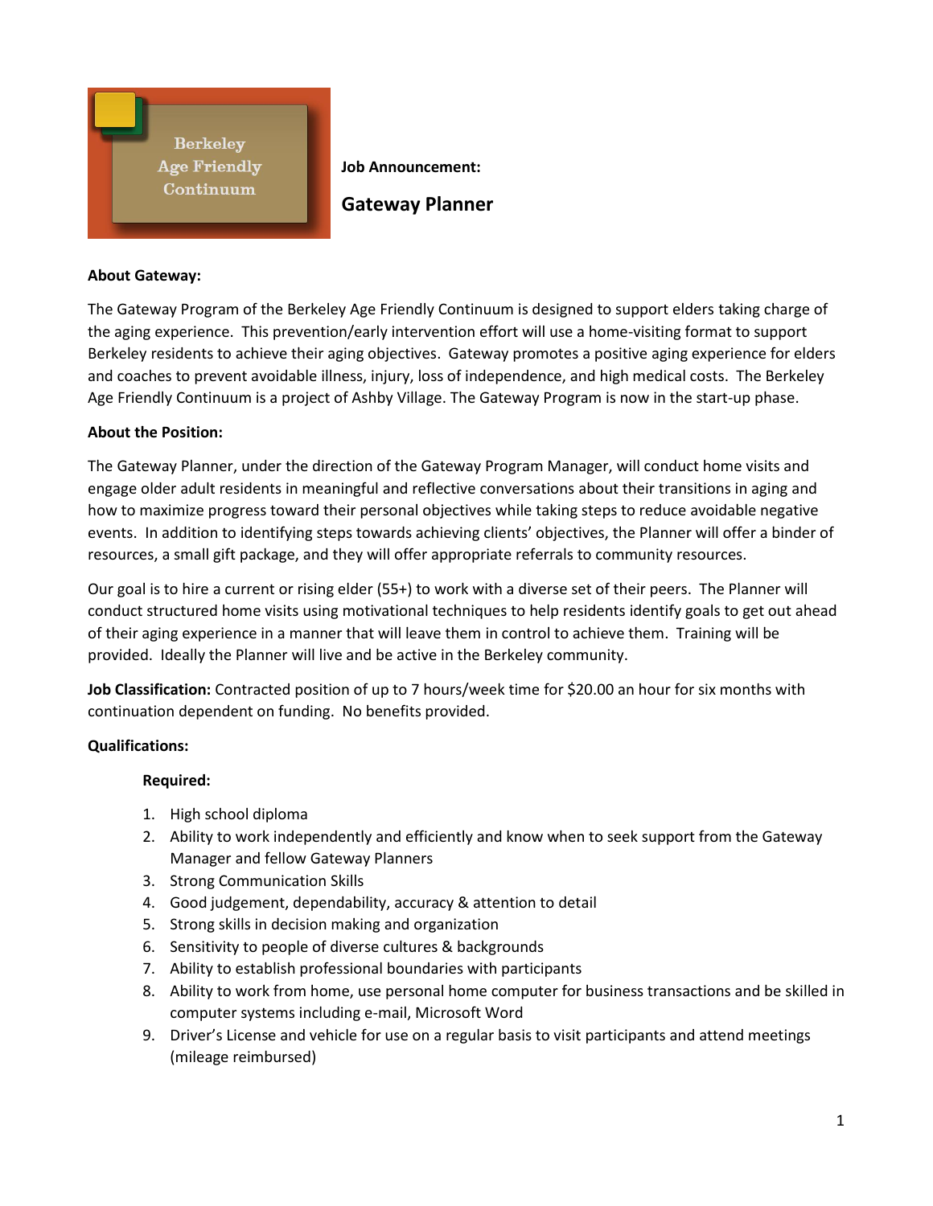Berkeley Age Friendly Continuum

**Job Announcement:**

# Gateway Planner

**About Gateway:**

The Gateway Program of the Berkeley Age Friendly Continuum is designed to support elders taking charge of the aging experience. This prevention/early intervention effort will use a home-visiting format to support Berkeley residents to achieve their aging objectives. Gateway promotes a positive aging experience for elders and coaches to prevent avoidable illness, injury, loss of independence, and high medical costs. The Berkeley Age Friendly Continuum is a project of Ashby Village. The Gateway Program is now in the start-up phase.

**About the Position:**

The Gateway Planner, under the direction of the Gateway Program Manager, will conduct home visits and engage older adult residents in meaningful and reflective conversations about their transitions in aging and how to maximize progress toward their personal objectives while taking steps to reduce avoidable negative events. In addition to identifying steps towards achieving clients' objectives, the Planner will offer a binder of resources, a small gift package, and they will offer appropriate referrals to community resources.

Our goal is to hire a current or rising elder (55+) to work with a diverse set of their peers. The Planner will conduct structured home visits using motivational techniques to help residents identify goals to get out ahead of their aging experience in a manner that will leave them in control to achieve them. Training will be provided. Ideally the Planner will live and be active in the Berkeley community.

**Job Classification:** Contracted position of up to 7 hours/week time for $20.00 an hour for six months with continuation dependent on funding. No benefits provided.

**Qualifications:**

**Required:**

1. High school diploma
2. Ability to work independently and efficiently and know when to seek support from the Gateway Manager and fellow Gateway Planners
3. Strong Communication Skills
4. Good judgement, dependability, accuracy & attention to detail
5. Strong skills in decision making and organization
6. Sensitivity to people of diverse cultures & backgrounds
7. Ability to establish professional boundaries with participants
8. Ability to work from home, use personal home computer for business transactions and be skilled in computer systems including e-mail, Microsoft Word
9. Driver's License and vehicle for use on a regular basis to visit participants and attend meetings (mileage reimbursed)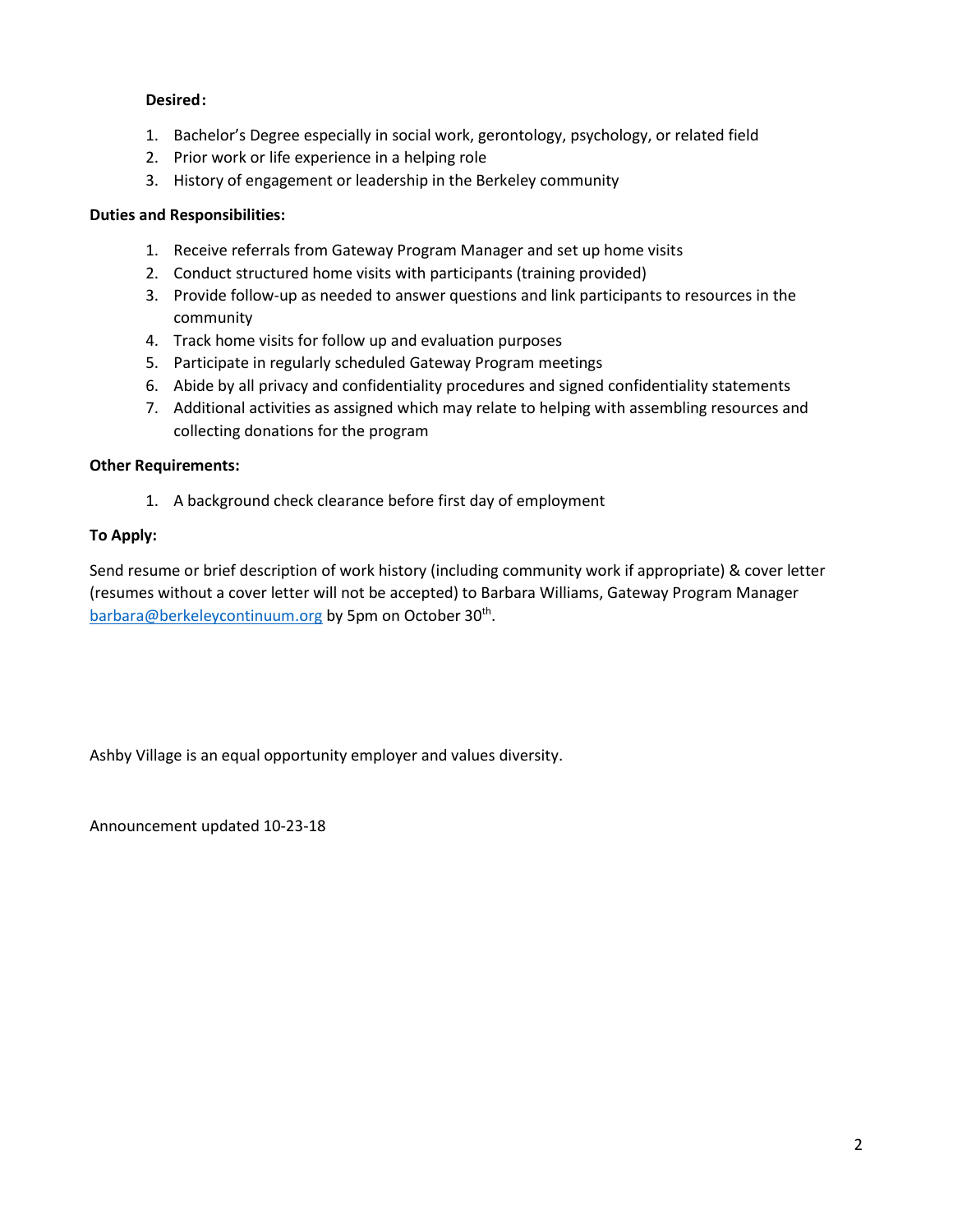**Desired:**

1. Bachelor's Degree especially in social work, gerontology, psychology, or related field
2. Prior work or life experience in a helping role
3. History of engagement or leadership in the Berkeley community

**Duties and Responsibilities:**

1. Receive referrals from Gateway Program Manager and set up home visits
2. Conduct structured home visits with participants (training provided)
3. Provide follow-up as needed to answer questions and link participants to resources in the community
4. Track home visits for follow up and evaluation purposes
5. Participate in regularly scheduled Gateway Program meetings
6. Abide by all privacy and confidentiality procedures and signed confidentiality statements
7. Additional activities as assigned which may relate to helping with assembling resources and collecting donations for the program

**Other Requirements:**

1. A background check clearance before first day of employment

**To Apply:**

Send resume or brief description of work history (including community work if appropriate) & cover letter (resumes without a cover letter will not be accepted) to Barbara Williams, Gateway Program Manager barbara@berkeleycontinuum.org by 5pm on October 30th.

Ashby Village is an equal opportunity employer and values diversity.

Announcement updated 10-23-18